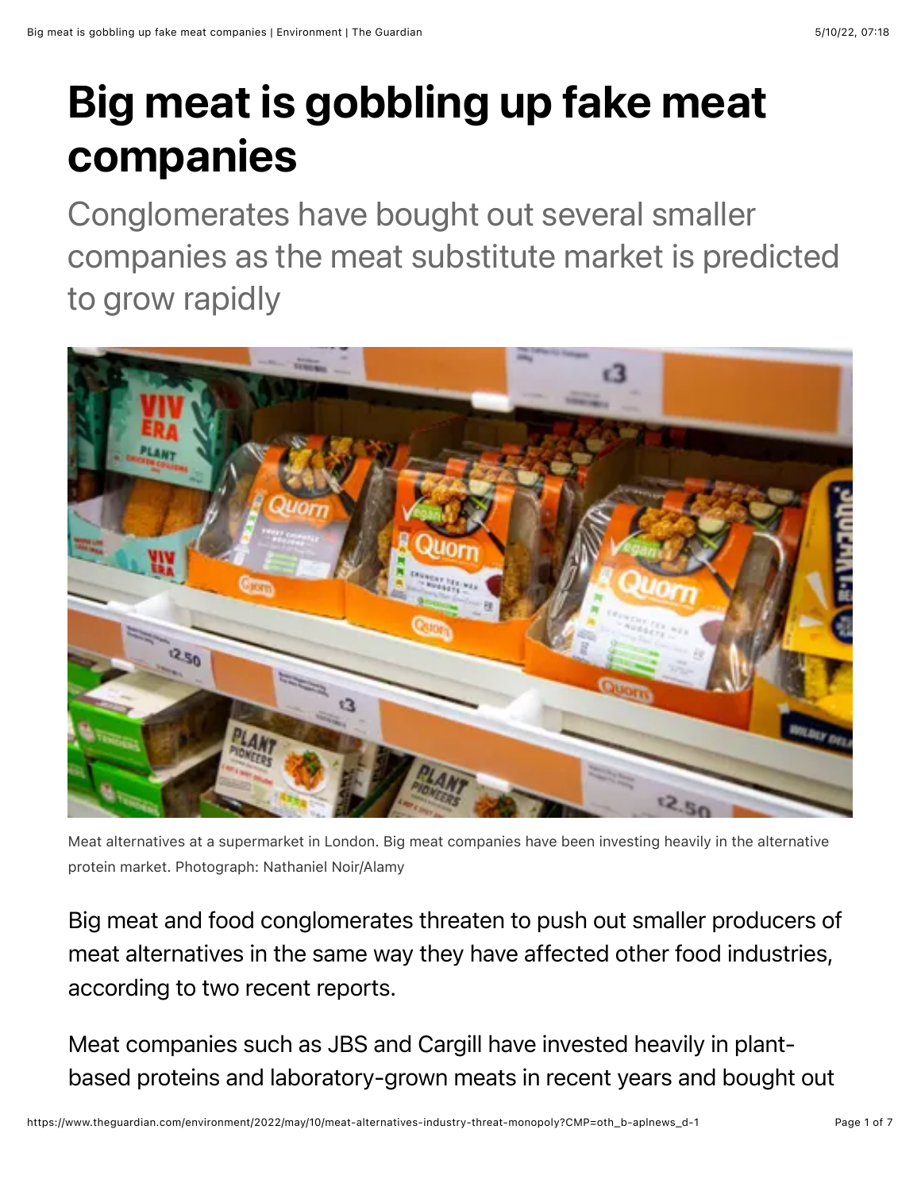# Big meat is gobbling up fake meat companies

Conglomerates have bought out several smaller companies as the meat substitute market is predicted to grow rapidly

Meat alternatives at a supermarket in London. Big meat companies have been investing heavily in the alternative protein market. Photograph: Nathaniel Noir/Alamy

Big meat and food conglomerates threaten to push out smaller producers of meat alternatives in the same way they have affected other food industries, according to two recent reports.

Meat companies such as JBS and Cargill have invested heavily in plant-based proteins and laboratory-grown meats in recent years and bought out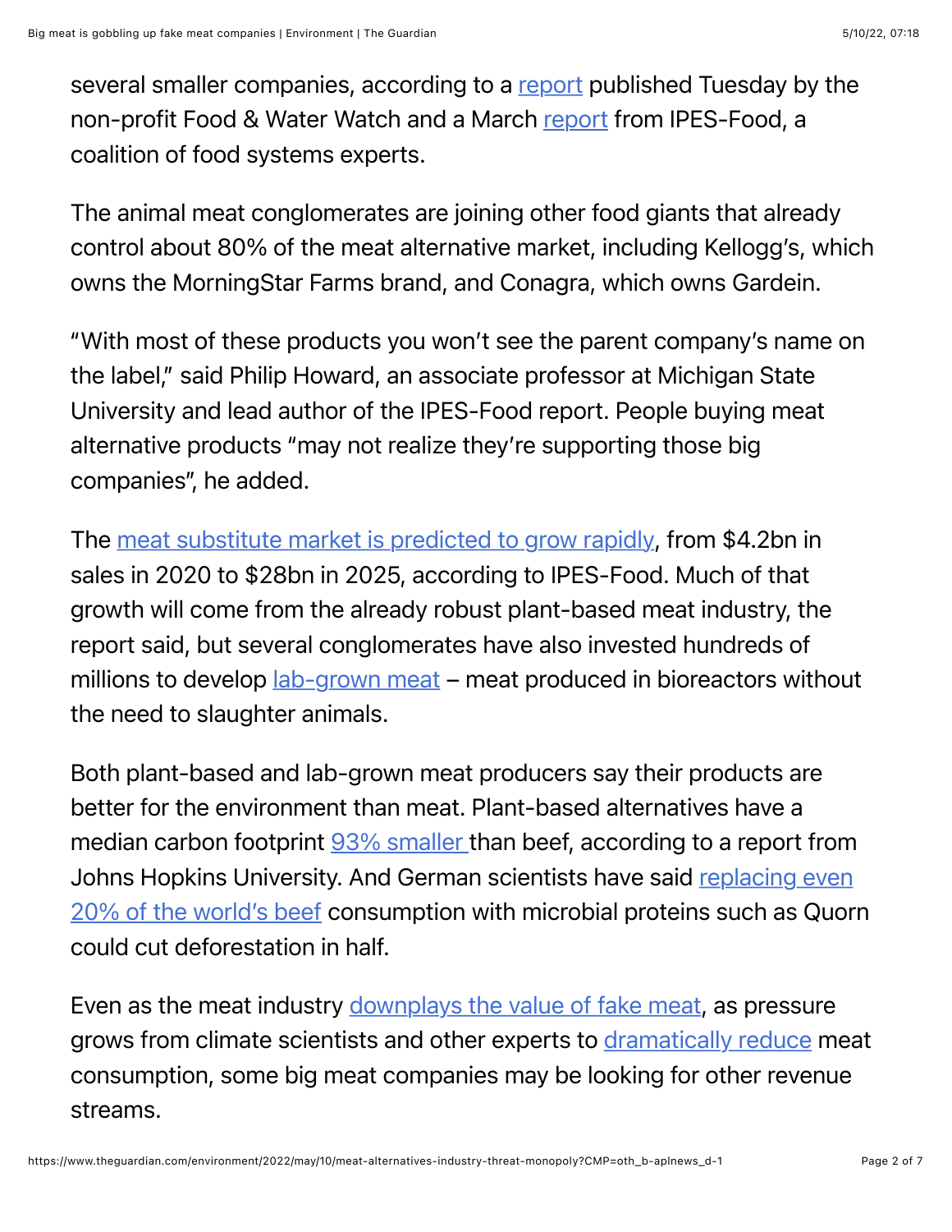several smaller companies, according to a report published Tuesday by the non-profit Food & Water Watch and a March report from IPES-Food, a coalition of food systems experts.

The animal meat conglomerates are joining other food giants that already control about 80% of the meat alternative market, including Kellogg's, which owns the MorningStar Farms brand, and Conagra, which owns Gardein.

"With most of these products you won't see the parent company's name on the label," said Philip Howard, an associate professor at Michigan State University and lead author of the IPES-Food report. People buying meat alternative products "may not realize they're supporting those big companies", he added.

The meat substitute market is predicted to grow rapidly, from $4.2bn in sales in 2020 to $28bn in 2025, according to IPES-Food. Much of that growth will come from the already robust plant-based meat industry, the report said, but several conglomerates have also invested hundreds of millions to develop lab-grown meat – meat produced in bioreactors without the need to slaughter animals.

Both plant-based and lab-grown meat producers say their products are better for the environment than meat. Plant-based alternatives have a median carbon footprint 93% smaller than beef, according to a report from Johns Hopkins University. And German scientists have said replacing even 20% of the world's beef consumption with microbial proteins such as Quorn could cut deforestation in half.

Even as the meat industry downplays the value of fake meat, as pressure grows from climate scientists and other experts to dramatically reduce meat consumption, some big meat companies may be looking for other revenue streams.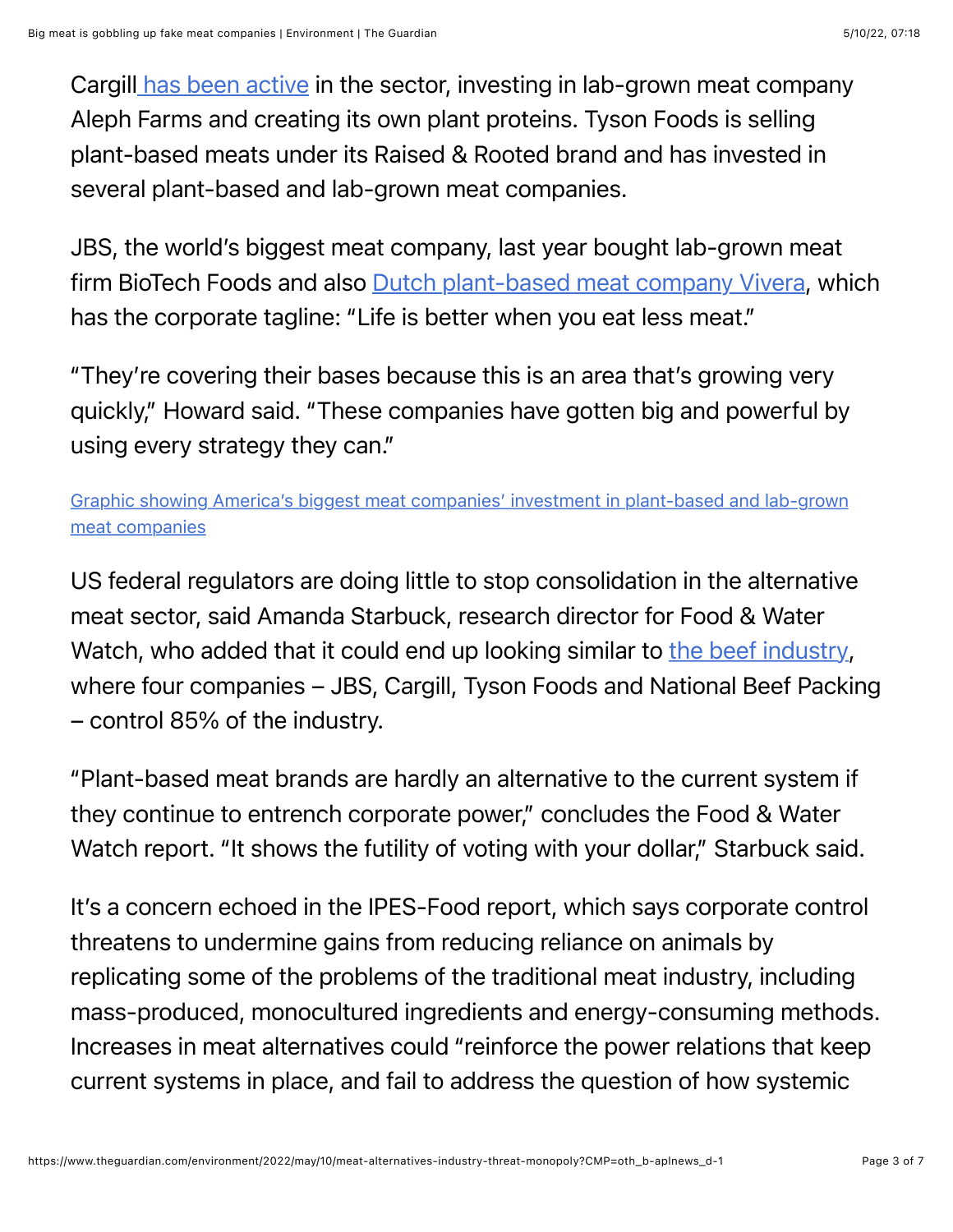Cargill [has been active](#) in the sector, investing in lab-grown meat company Aleph Farms and creating its own plant proteins. Tyson Foods is selling plant-based meats under its Raised & Rooted brand and has invested in several plant-based and lab-grown meat companies.

JBS, the world's biggest meat company, last year bought lab-grown meat firm BioTech Foods and also [Dutch plant-based meat company Vivera](#), which has the corporate tagline: "Life is better when you eat less meat."

"They're covering their bases because this is an area that's growing very quickly," Howard said. "These companies have gotten big and powerful by using every strategy they can."

[Graphic showing America's biggest meat companies' investment in plant-based and lab-grown meat companies](#)

US federal regulators are doing little to stop consolidation in the alternative meat sector, said Amanda Starbuck, research director for Food & Water Watch, who added that it could end up looking similar to [the beef industry](#), where four companies – JBS, Cargill, Tyson Foods and National Beef Packing – control 85% of the industry.

"Plant-based meat brands are hardly an alternative to the current system if they continue to entrench corporate power," concludes the Food & Water Watch report. "It shows the futility of voting with your dollar," Starbuck said.

It's a concern echoed in the IPES-Food report, which says corporate control threatens to undermine gains from reducing reliance on animals by replicating some of the problems of the traditional meat industry, including mass-produced, monocultured ingredients and energy-consuming methods. Increases in meat alternatives could "reinforce the power relations that keep current systems in place, and fail to address the question of how systemic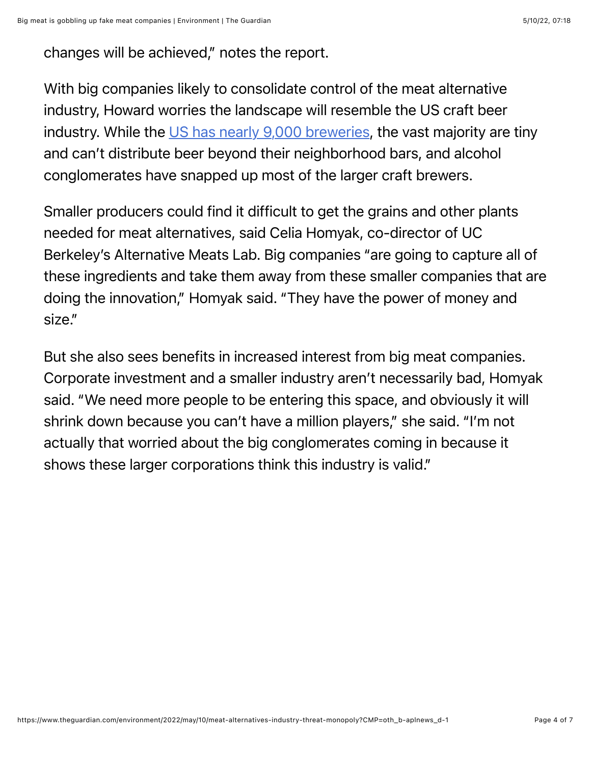changes will be achieved," notes the report.

With big companies likely to consolidate control of the meat alternative industry, Howard worries the landscape will resemble the US craft beer industry. While the US has nearly 9,000 breweries, the vast majority are tiny and can't distribute beer beyond their neighborhood bars, and alcohol conglomerates have snapped up most of the larger craft brewers.

Smaller producers could find it difficult to get the grains and other plants needed for meat alternatives, said Celia Homyak, co-director of UC Berkeley's Alternative Meats Lab. Big companies "are going to capture all of these ingredients and take them away from these smaller companies that are doing the innovation," Homyak said. "They have the power of money and size."

But she also sees benefits in increased interest from big meat companies. Corporate investment and a smaller industry aren't necessarily bad, Homyak said. "We need more people to be entering this space, and obviously it will shrink down because you can't have a million players," she said. "I'm not actually that worried about the big conglomerates coming in because it shows these larger corporations think this industry is valid."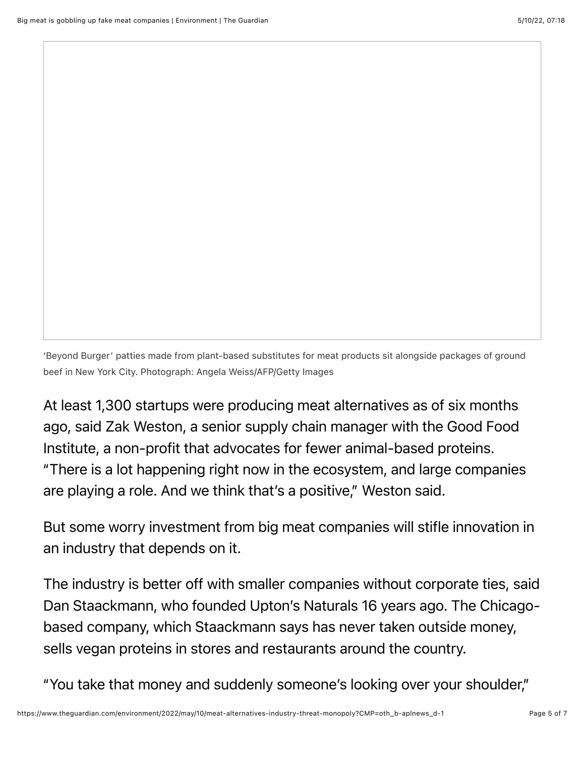'Beyond Burger' patties made from plant-based substitutes for meat products sit alongside packages of ground beef in New York City. Photograph: Angela Weiss/AFP/Getty Images

At least 1,300 startups were producing meat alternatives as of six months ago, said Zak Weston, a senior supply chain manager with the Good Food Institute, a non-profit that advocates for fewer animal-based proteins. "There is a lot happening right now in the ecosystem, and large companies are playing a role. And we think that's a positive," Weston said.

But some worry investment from big meat companies will stifle innovation in an industry that depends on it.

The industry is better off with smaller companies without corporate ties, said Dan Staackmann, who founded Upton's Naturals 16 years ago. The Chicago-based company, which Staackmann says has never taken outside money, sells vegan proteins in stores and restaurants around the country.

"You take that money and suddenly someone's looking over your shoulder,"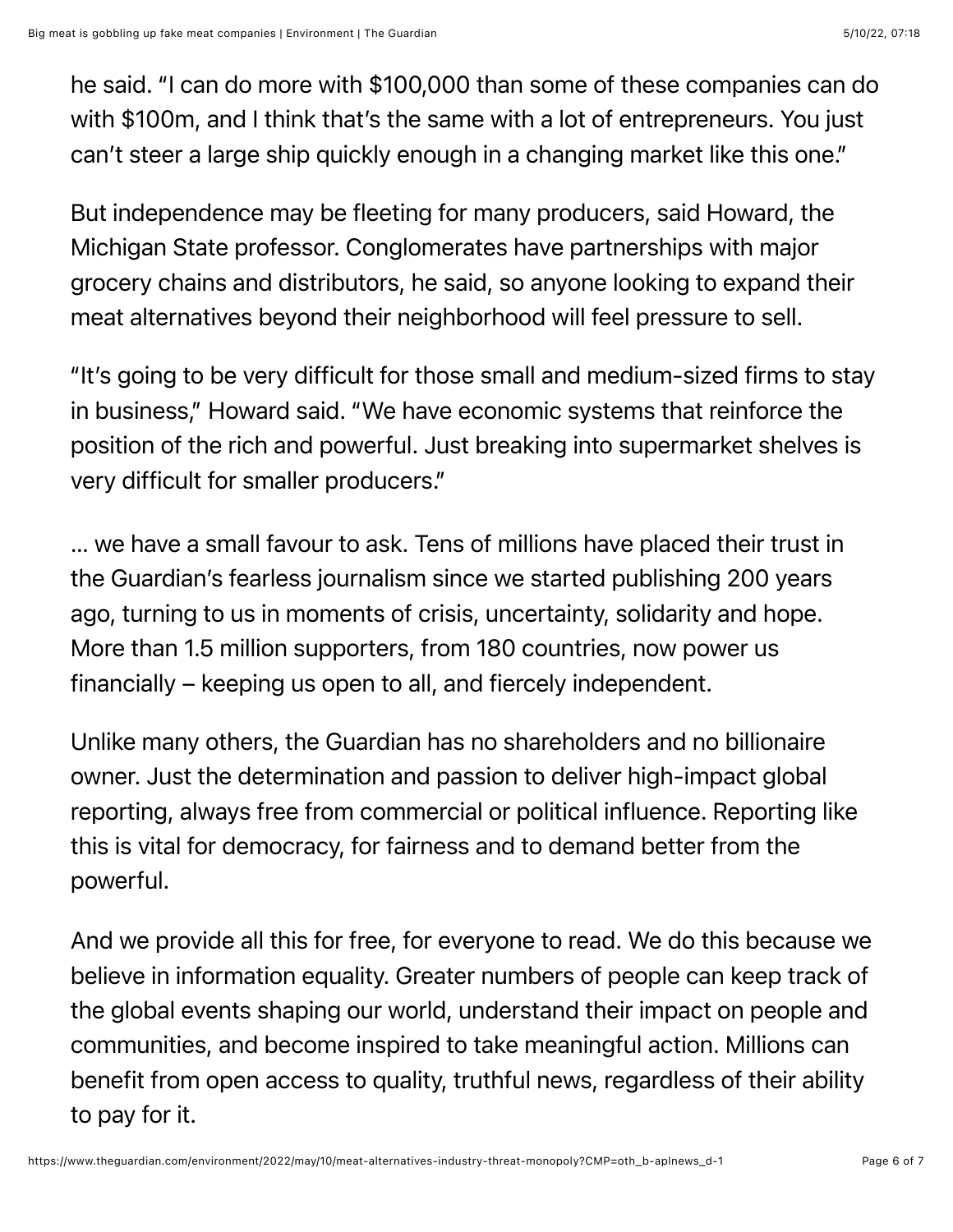he said. “I can do more with $100,000 than some of these companies can do with $100m, and I think that’s the same with a lot of entrepreneurs. You just can’t steer a large ship quickly enough in a changing market like this one.”

But independence may be fleeting for many producers, said Howard, the Michigan State professor. Conglomerates have partnerships with major grocery chains and distributors, he said, so anyone looking to expand their meat alternatives beyond their neighborhood will feel pressure to sell.

“It’s going to be very difficult for those small and medium-sized firms to stay in business,” Howard said. “We have economic systems that reinforce the position of the rich and powerful. Just breaking into supermarket shelves is very difficult for smaller producers.”

… we have a small favour to ask. Tens of millions have placed their trust in the Guardian’s fearless journalism since we started publishing 200 years ago, turning to us in moments of crisis, uncertainty, solidarity and hope. More than 1.5 million supporters, from 180 countries, now power us financially – keeping us open to all, and fiercely independent.

Unlike many others, the Guardian has no shareholders and no billionaire owner. Just the determination and passion to deliver high-impact global reporting, always free from commercial or political influence. Reporting like this is vital for democracy, for fairness and to demand better from the powerful.

And we provide all this for free, for everyone to read. We do this because we believe in information equality. Greater numbers of people can keep track of the global events shaping our world, understand their impact on people and communities, and become inspired to take meaningful action. Millions can benefit from open access to quality, truthful news, regardless of their ability to pay for it.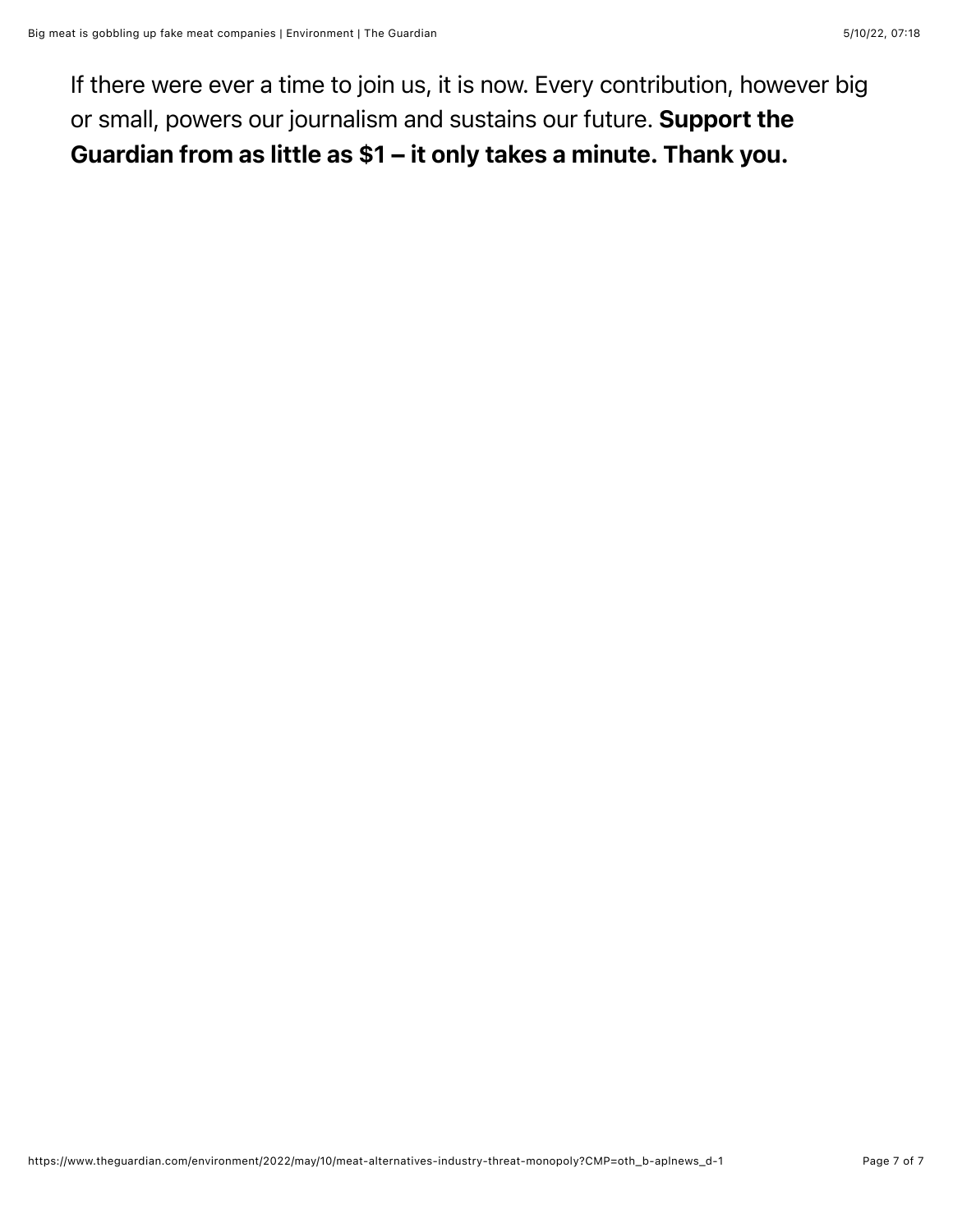If there were ever a time to join us, it is now. Every contribution, however big or small, powers our journalism and sustains our future. **Support the Guardian from as little as $1 – it only takes a minute. Thank you.**